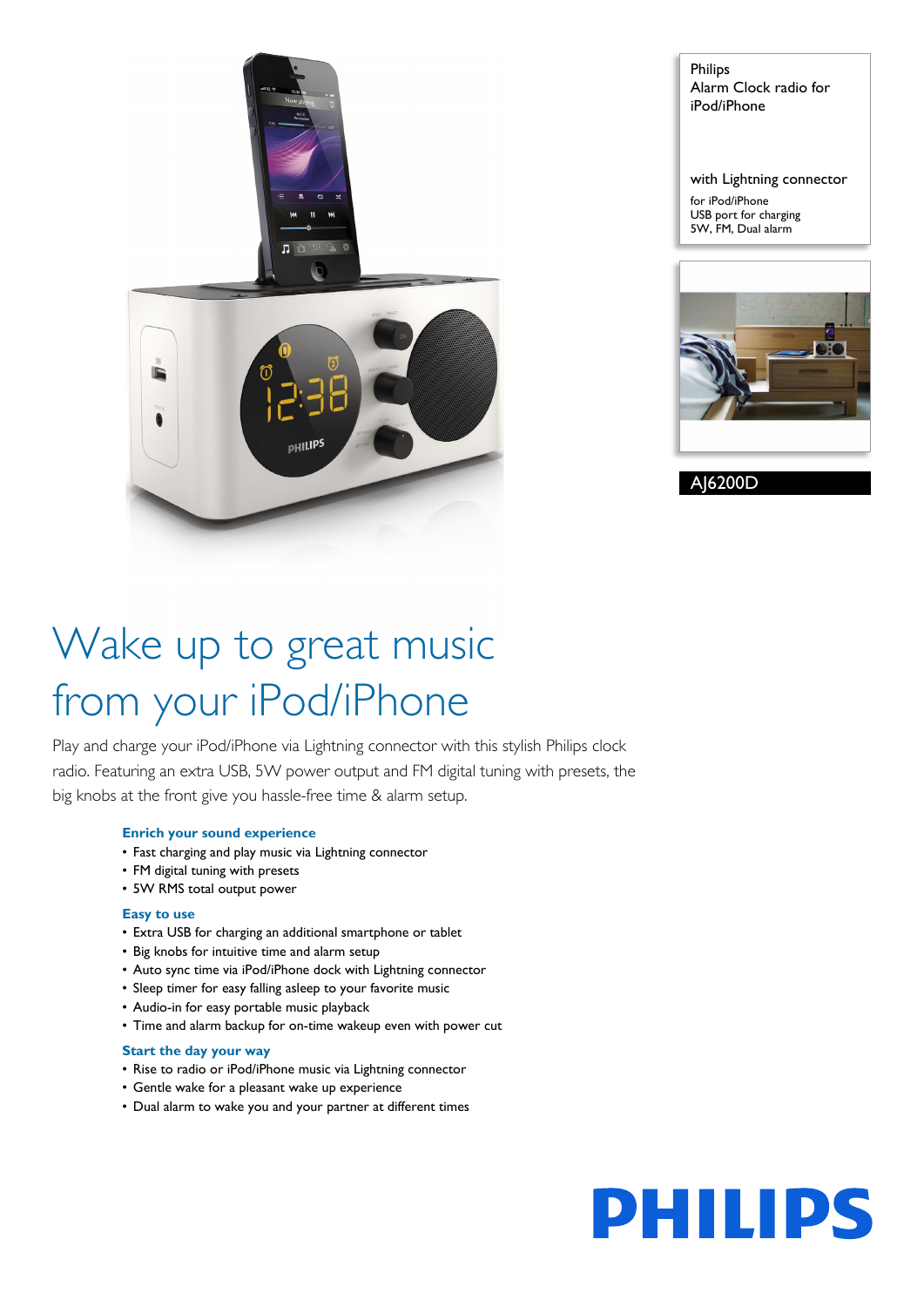Philips
Alarm Clock radio for iPod/iPhone

with Lightning connector

for iPod/iPhone
USB port for charging
5W, FM, Dual alarm

AJ6200D

# Wake up to great music from your iPod/iPhone

Play and charge your iPod/iPhone via Lightning connector with this stylish Philips clock radio. Featuring an extra USB, 5W power output and FM digital tuning with presets, the big knobs at the front give you hassle-free time & alarm setup.

### Enrich your sound experience

- Fast charging and play music via Lightning connector
- FM digital tuning with presets
- 5W RMS total output power

### Easy to use

- Extra USB for charging an additional smartphone or tablet
- Big knobs for intuitive time and alarm setup
- Auto sync time via iPod/iPhone dock with Lightning connector
- Sleep timer for easy falling asleep to your favorite music
- Audio-in for easy portable music playback
- Time and alarm backup for on-time wakeup even with power cut

### Start the day your way

- Rise to radio or iPod/iPhone music via Lightning connector
- Gentle wake for a pleasant wake up experience
- Dual alarm to wake you and your partner at different times

PHILIPS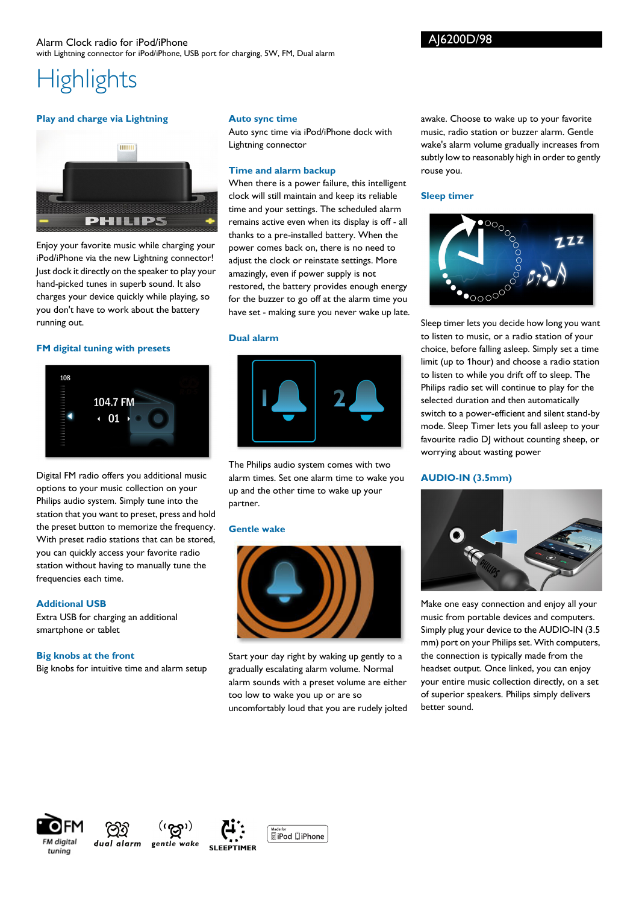Alarm Clock radio for iPod/iPhone

with Lightning connector for iPod/iPhone, USB port for charging, 5W, FM, Dual alarm

AJ6200D/98

# Highlights

### Play and charge via Lightning

Enjoy your favorite music while charging your iPod/iPhone via the new Lightning connector! Just dock it directly on the speaker to play your hand-picked tunes in superb sound. It also charges your device quickly while playing, so you don't have to work about the battery running out.

### FM digital tuning with presets

Digital FM radio offers you additional music options to your music collection on your Philips audio system. Simply tune into the station that you want to preset, press and hold the preset button to memorize the frequency. With preset radio stations that can be stored, you can quickly access your favorite radio station without having to manually tune the frequencies each time.

### Additional USB

Extra USB for charging an additional smartphone or tablet

### Big knobs at the front

Big knobs for intuitive time and alarm setup

### Auto sync time

Auto sync time via iPod/iPhone dock with Lightning connector

### Time and alarm backup

When there is a power failure, this intelligent clock will still maintain and keep its reliable time and your settings. The scheduled alarm remains active even when its display is off - all thanks to a pre-installed battery. When the power comes back on, there is no need to adjust the clock or reinstate settings. More amazingly, even if power supply is not restored, the battery provides enough energy for the buzzer to go off at the alarm time you have set - making sure you never wake up late.

### Dual alarm

The Philips audio system comes with two alarm times. Set one alarm time to wake you up and the other time to wake up your partner.

### Gentle wake

Start your day right by waking up gently to a gradually escalating alarm volume. Normal alarm sounds with a preset volume are either too low to wake you up or are so uncomfortably loud that you are rudely jolted awake. Choose to wake up to your favorite music, radio station or buzzer alarm. Gentle wake's alarm volume gradually increases from subtly low to reasonably high in order to gently rouse you.

### Sleep timer

Sleep timer lets you decide how long you want to listen to music, or a radio station of your choice, before falling asleep. Simply set a time limit (up to 1hour) and choose a radio station to listen to while you drift off to sleep. The Philips radio set will continue to play for the selected duration and then automatically switch to a power-efficient and silent stand-by mode. Sleep Timer lets you fall asleep to your favourite radio DJ without counting sheep, or worrying about wasting power

### AUDIO-IN (3.5mm)

Make one easy connection and enjoy all your music from portable devices and computers. Simply plug your device to the AUDIO-IN (3.5 mm) port on your Philips set. With computers, the connection is typically made from the headset output. Once linked, you can enjoy your entire music collection directly, on a set of superior speakers. Philips simply delivers better sound.

FM digital tuning · dual alarm · gentle wake · SLEEPTIMER · Made for iPod iPhone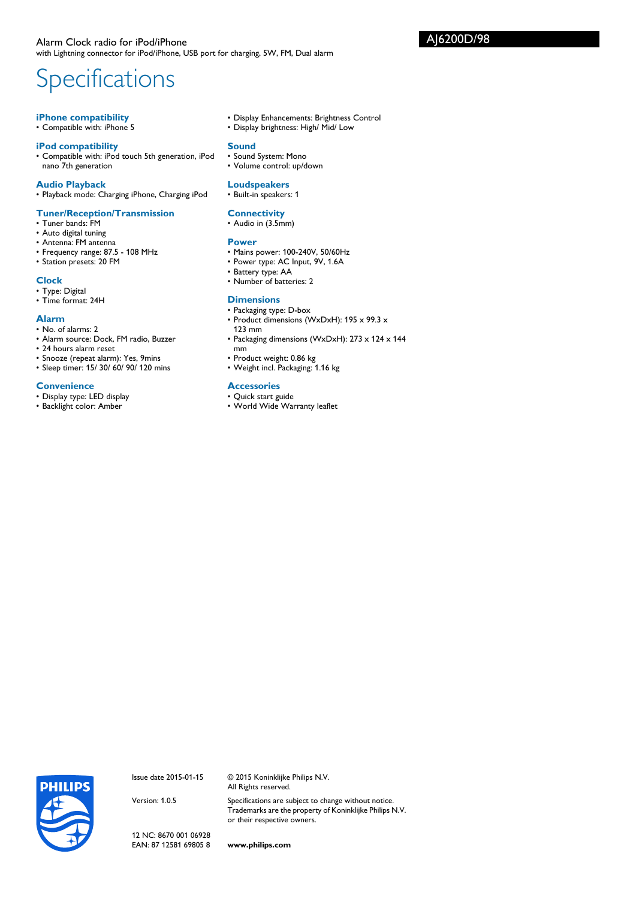Alarm Clock radio for iPod/iPhone

with Lightning connector for iPod/iPhone, USB port for charging, 5W, FM, Dual alarm

AJ6200D/98

# Specifications

### iPhone compatibility
- Compatible with: iPhone 5

### iPod compatibility
- Compatible with: iPod touch 5th generation, iPod nano 7th generation

### Audio Playback
- Playback mode: Charging iPhone, Charging iPod

### Tuner/Reception/Transmission
- Tuner bands: FM
- Auto digital tuning
- Antenna: FM antenna
- Frequency range: 87.5 - 108 MHz
- Station presets: 20 FM

### Clock
- Type: Digital
- Time format: 24H

### Alarm
- No. of alarms: 2
- Alarm source: Dock, FM radio, Buzzer
- 24 hours alarm reset
- Snooze (repeat alarm): Yes, 9mins
- Sleep timer: 15/ 30/ 60/ 90/ 120 mins

### Convenience
- Display type: LED display
- Backlight color: Amber
- Display Enhancements: Brightness Control
- Display brightness: High/ Mid/ Low

### Sound
- Sound System: Mono
- Volume control: up/down

### Loudspeakers
- Built-in speakers: 1

### Connectivity
- Audio in (3.5mm)

### Power
- Mains power: 100-240V, 50/60Hz
- Power type: AC Input, 9V, 1.6A
- Battery type: AA
- Number of batteries: 2

### Dimensions
- Packaging type: D-box
- Product dimensions (WxDxH): 195 x 99.3 x 123 mm
- Packaging dimensions (WxDxH): 273 x 124 x 144 mm
- Product weight: 0.86 kg
- Weight incl. Packaging: 1.16 kg

### Accessories
- Quick start guide
- World Wide Warranty leaflet

Issue date 2015-01-15

Version: 1.0.5

12 NC: 8670 001 06928
EAN: 87 12581 69805 8

© 2015 Koninklijke Philips N.V.
All Rights reserved.

Specifications are subject to change without notice. Trademarks are the property of Koninklijke Philips N.V. or their respective owners.

**www.philips.com**